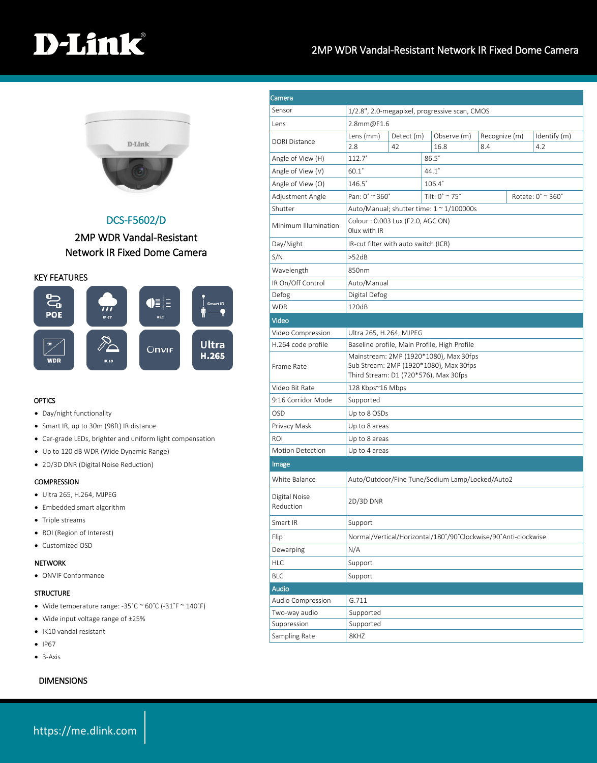# D-Link

## 2MP WDR Vandal-Resistant Network IR Fixed Dome Camera

### DCS-F5602/D

### 2MP WDR Vandal-Resistant Network IR Fixed Dome Camera

## KEY FEATURES

POE, IP 67, HLC, Smart IR, WDR, IK 10, ONVIF, Ultra H.265

### OPTICS

- Day/night functionality
- Smart IR, up to 30m (98ft) IR distance
- Car-grade LEDs, brighter and uniform light compensation
- Up to 120 dB WDR (Wide Dynamic Range)
- 2D/3D DNR (Digital Noise Reduction)

### COMPRESSION

- Ultra 265, H.264, MJPEG
- Embedded smart algorithm
- Triple streams
- ROI (Region of Interest)
- Customized OSD

### NETWORK

- ONVIF Conformance

### STRUCTURE

- Wide temperature range: -35˚C ~ 60˚C (-31˚F ~ 140˚F)
- Wide input voltage range of ±25%
- IK10 vandal resistant
- IP67
- 3-Axis

### DIMENSIONS

| Camera | | | | | |
|---|---|---|---|---|---|
| Sensor | 1/2.8", 2.0-megapixel, progressive scan, CMOS | | | | |
| Lens | 2.8mm@F1.6 | | | | |
| DORI Distance | Lens (mm) | Detect (m) | Observe (m) | Recognize (m) | Identify (m) |
| | 2.8 | 42 | 16.8 | 8.4 | 4.2 |
| Angle of View (H) | 112.7˚ | 86.5˚ | | | |
| Angle of View (V) | 60.1˚ | 44.1˚ | | | |
| Angle of View (O) | 146.5˚ | 106.4˚ | | | |
| Adjustment Angle | Pan: 0˚ ~ 360˚ | Tilt: 0˚ ~ 75˚ | Rotate: 0˚ ~ 360˚ | | |
| Shutter | Auto/Manual; shutter time: 1 ~ 1/100000s | | | | |
| Minimum Illumination | Colour : 0.003 Lux (F2.0, AGC ON)<br>0lux with IR | | | | |
| Day/Night | IR-cut filter with auto switch (ICR) | | | | |
| S/N | >52dB | | | | |
| Wavelength | 850nm | | | | |
| IR On/Off Control | Auto/Manual | | | | |
| Defog | Digital Defog | | | | |
| WDR | 120dB | | | | |
| **Video** | | | | | |
| Video Compression | Ultra 265, H.264, MJPEG | | | | |
| H.264 code profile | Baseline profile, Main Profile, High Profile | | | | |
| Frame Rate | Mainstream: 2MP (1920*1080), Max 30fps<br>Sub Stream: 2MP (1920*1080), Max 30fps<br>Third Stream: D1 (720*576), Max 30fps | | | | |
| Video Bit Rate | 128 Kbps~16 Mbps | | | | |
| 9:16 Corridor Mode | Supported | | | | |
| OSD | Up to 8 OSDs | | | | |
| Privacy Mask | Up to 8 areas | | | | |
| ROI | Up to 8 areas | | | | |
| Motion Detection | Up to 4 areas | | | | |
| **Image** | | | | | |
| White Balance | Auto/Outdoor/Fine Tune/Sodium Lamp/Locked/Auto2 | | | | |
| Digital Noise Reduction | 2D/3D DNR | | | | |
| Smart IR | Support | | | | |
| Flip | Normal/Vertical/Horizontal/180˚/90˚Clockwise/90˚Anti-clockwise | | | | |
| Dewarping | N/A | | | | |
| HLC | Support | | | | |
| BLC | Support | | | | |
| **Audio** | | | | | |
| Audio Compression | G.711 | | | | |
| Two-way audio | Supported | | | | |
| Suppression | Supported | | | | |
| Sampling Rate | 8KHZ | | | | |

https://me.dlink.com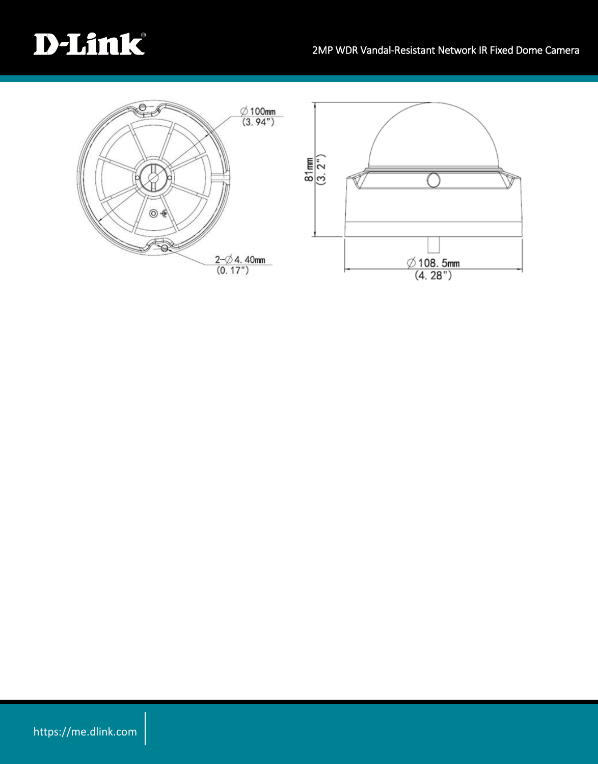Ø 100mm
(3.94")

2-Ø 4.40mm
(0.17")

81mm
(3.2")

Ø 108.5mm
(4.28")